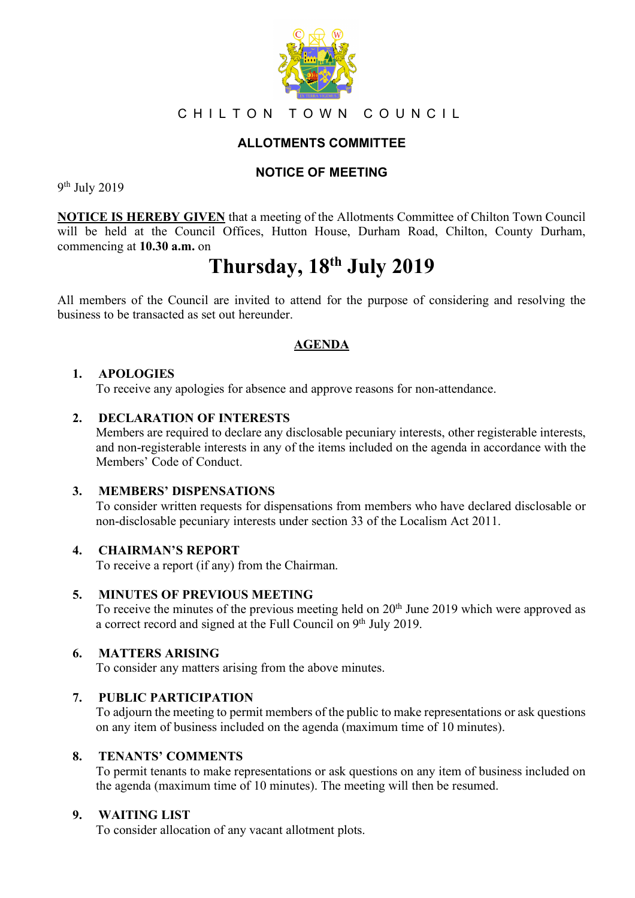CHILTON TOWN COUNCIL

## ALLOTMENTS COMMITTEE

## NOTICE OF MEETING

9th July 2019

**NOTICE IS HEREBY GIVEN** that a meeting of the Allotments Committee of Chilton Town Council will be held at the Council Offices, Hutton House, Durham Road, Chilton, County Durham, commencing at **10.30 a.m.** on

# Thursday, 18th July 2019

All members of the Council are invited to attend for the purpose of considering and resolving the business to be transacted as set out hereunder.

## AGENDA

**1. APOLOGIES**
To receive any apologies for absence and approve reasons for non-attendance.

**2. DECLARATION OF INTERESTS**
Members are required to declare any disclosable pecuniary interests, other registerable interests, and non-registerable interests in any of the items included on the agenda in accordance with the Members' Code of Conduct.

**3. MEMBERS' DISPENSATIONS**
To consider written requests for dispensations from members who have declared disclosable or non-disclosable pecuniary interests under section 33 of the Localism Act 2011.

**4. CHAIRMAN'S REPORT**
To receive a report (if any) from the Chairman.

**5. MINUTES OF PREVIOUS MEETING**
To receive the minutes of the previous meeting held on 20th June 2019 which were approved as a correct record and signed at the Full Council on 9th July 2019.

**6. MATTERS ARISING**
To consider any matters arising from the above minutes.

**7. PUBLIC PARTICIPATION**
To adjourn the meeting to permit members of the public to make representations or ask questions on any item of business included on the agenda (maximum time of 10 minutes).

**8. TENANTS' COMMENTS**
To permit tenants to make representations or ask questions on any item of business included on the agenda (maximum time of 10 minutes). The meeting will then be resumed.

**9. WAITING LIST**
To consider allocation of any vacant allotment plots.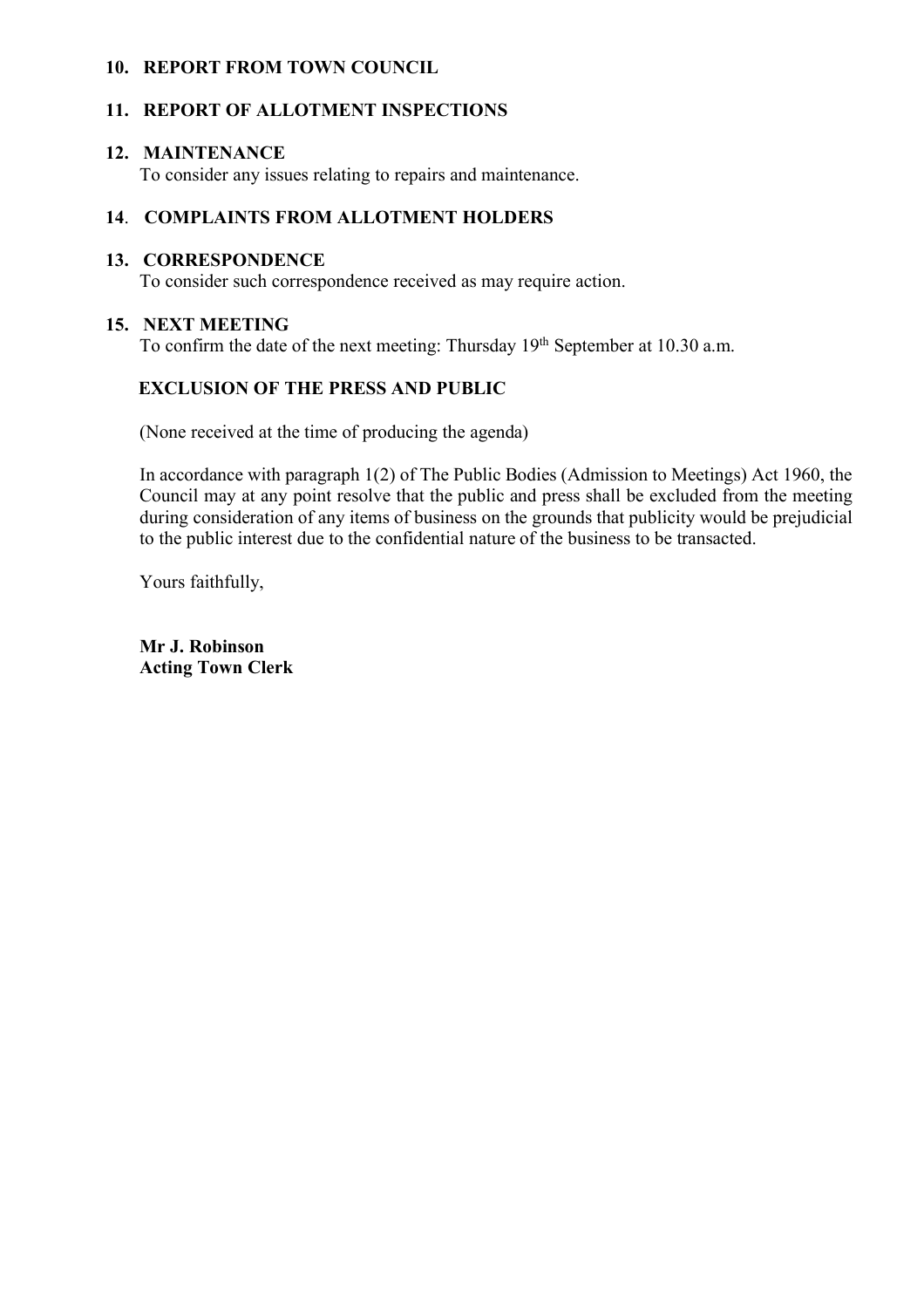**10. REPORT FROM TOWN COUNCIL**

**11. REPORT OF ALLOTMENT INSPECTIONS**

**12. MAINTENANCE**

To consider any issues relating to repairs and maintenance.

**14. COMPLAINTS FROM ALLOTMENT HOLDERS**

**13. CORRESPONDENCE**

To consider such correspondence received as may require action.

**15. NEXT MEETING**

To confirm the date of the next meeting: Thursday 19th September at 10.30 a.m.

**EXCLUSION OF THE PRESS AND PUBLIC**

(None received at the time of producing the agenda)

In accordance with paragraph 1(2) of The Public Bodies (Admission to Meetings) Act 1960, the Council may at any point resolve that the public and press shall be excluded from the meeting during consideration of any items of business on the grounds that publicity would be prejudicial to the public interest due to the confidential nature of the business to be transacted.

Yours faithfully,

**Mr J. Robinson**
**Acting Town Clerk**